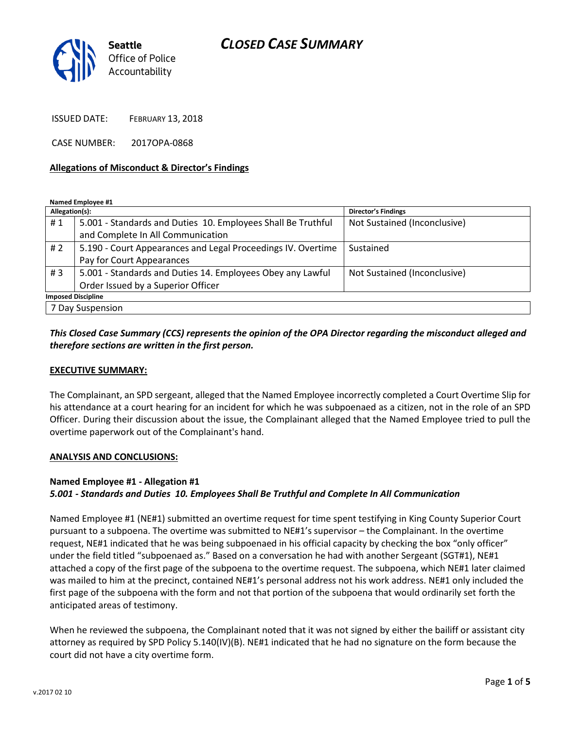Seattle Office of Police Accountability

# CLOSED CASE SUMMARY

ISSUED DATE: FEBRUARY 13, 2018

CASE NUMBER: 2017OPA-0868

**Allegations of Misconduct & Director's Findings**

**Named Employee #1**

| Allegation(s): | | Director's Findings |
|---|---|---|
| # 1 | 5.001 - Standards and Duties 10. Employees Shall Be Truthful and Complete In All Communication | Not Sustained (Inconclusive) |
| # 2 | 5.190 - Court Appearances and Legal Proceedings IV. Overtime Pay for Court Appearances | Sustained |
| # 3 | 5.001 - Standards and Duties 14. Employees Obey any Lawful Order Issued by a Superior Officer | Not Sustained (Inconclusive) |

**Imposed Discipline**

| 7 Day Suspension |
|---|

***This Closed Case Summary (CCS) represents the opinion of the OPA Director regarding the misconduct alleged and therefore sections are written in the first person.***

**EXECUTIVE SUMMARY:**

The Complainant, an SPD sergeant, alleged that the Named Employee incorrectly completed a Court Overtime Slip for his attendance at a court hearing for an incident for which he was subpoenaed as a citizen, not in the role of an SPD Officer. During their discussion about the issue, the Complainant alleged that the Named Employee tried to pull the overtime paperwork out of the Complainant's hand.

**ANALYSIS AND CONCLUSIONS:**

**Named Employee #1 - Allegation #1**
***5.001 - Standards and Duties 10. Employees Shall Be Truthful and Complete In All Communication***

Named Employee #1 (NE#1) submitted an overtime request for time spent testifying in King County Superior Court pursuant to a subpoena. The overtime was submitted to NE#1's supervisor – the Complainant. In the overtime request, NE#1 indicated that he was being subpoenaed in his official capacity by checking the box "only officer" under the field titled "subpoenaed as." Based on a conversation he had with another Sergeant (SGT#1), NE#1 attached a copy of the first page of the subpoena to the overtime request. The subpoena, which NE#1 later claimed was mailed to him at the precinct, contained NE#1's personal address not his work address. NE#1 only included the first page of the subpoena with the form and not that portion of the subpoena that would ordinarily set forth the anticipated areas of testimony.

When he reviewed the subpoena, the Complainant noted that it was not signed by either the bailiff or assistant city attorney as required by SPD Policy 5.140(IV)(B). NE#1 indicated that he had no signature on the form because the court did not have a city overtime form.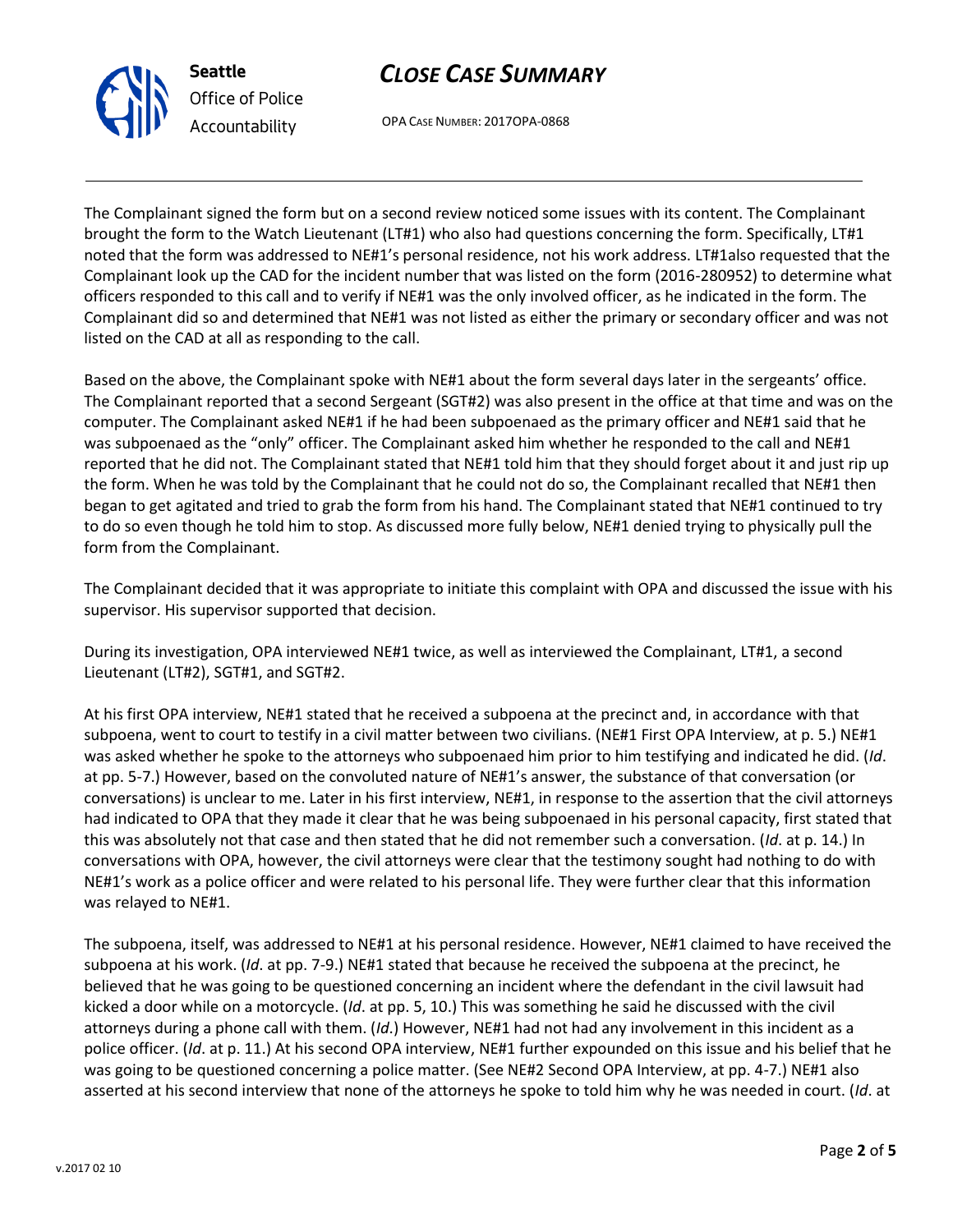The Complainant signed the form but on a second review noticed some issues with its content. The Complainant brought the form to the Watch Lieutenant (LT#1) who also had questions concerning the form. Specifically, LT#1 noted that the form was addressed to NE#1's personal residence, not his work address. LT#1also requested that the Complainant look up the CAD for the incident number that was listed on the form (2016-280952) to determine what officers responded to this call and to verify if NE#1 was the only involved officer, as he indicated in the form. The Complainant did so and determined that NE#1 was not listed as either the primary or secondary officer and was not listed on the CAD at all as responding to the call.

Based on the above, the Complainant spoke with NE#1 about the form several days later in the sergeants' office. The Complainant reported that a second Sergeant (SGT#2) was also present in the office at that time and was on the computer. The Complainant asked NE#1 if he had been subpoenaed as the primary officer and NE#1 said that he was subpoenaed as the "only" officer. The Complainant asked him whether he responded to the call and NE#1 reported that he did not. The Complainant stated that NE#1 told him that they should forget about it and just rip up the form. When he was told by the Complainant that he could not do so, the Complainant recalled that NE#1 then began to get agitated and tried to grab the form from his hand. The Complainant stated that NE#1 continued to try to do so even though he told him to stop. As discussed more fully below, NE#1 denied trying to physically pull the form from the Complainant.

The Complainant decided that it was appropriate to initiate this complaint with OPA and discussed the issue with his supervisor. His supervisor supported that decision.

During its investigation, OPA interviewed NE#1 twice, as well as interviewed the Complainant, LT#1, a second Lieutenant (LT#2), SGT#1, and SGT#2.

At his first OPA interview, NE#1 stated that he received a subpoena at the precinct and, in accordance with that subpoena, went to court to testify in a civil matter between two civilians. (NE#1 First OPA Interview, at p. 5.) NE#1 was asked whether he spoke to the attorneys who subpoenaed him prior to him testifying and indicated he did. (*Id*. at pp. 5-7.) However, based on the convoluted nature of NE#1's answer, the substance of that conversation (or conversations) is unclear to me. Later in his first interview, NE#1, in response to the assertion that the civil attorneys had indicated to OPA that they made it clear that he was being subpoenaed in his personal capacity, first stated that this was absolutely not that case and then stated that he did not remember such a conversation. (*Id*. at p. 14.) In conversations with OPA, however, the civil attorneys were clear that the testimony sought had nothing to do with NE#1's work as a police officer and were related to his personal life. They were further clear that this information was relayed to NE#1.

The subpoena, itself, was addressed to NE#1 at his personal residence. However, NE#1 claimed to have received the subpoena at his work. (*Id*. at pp. 7-9.) NE#1 stated that because he received the subpoena at the precinct, he believed that he was going to be questioned concerning an incident where the defendant in the civil lawsuit had kicked a door while on a motorcycle. (*Id*. at pp. 5, 10.) This was something he said he discussed with the civil attorneys during a phone call with them. (*Id*.) However, NE#1 had not had any involvement in this incident as a police officer. (*Id*. at p. 11.) At his second OPA interview, NE#1 further expounded on this issue and his belief that he was going to be questioned concerning a police matter. (See NE#2 Second OPA Interview, at pp. 4-7.) NE#1 also asserted at his second interview that none of the attorneys he spoke to told him why he was needed in court. (*Id*. at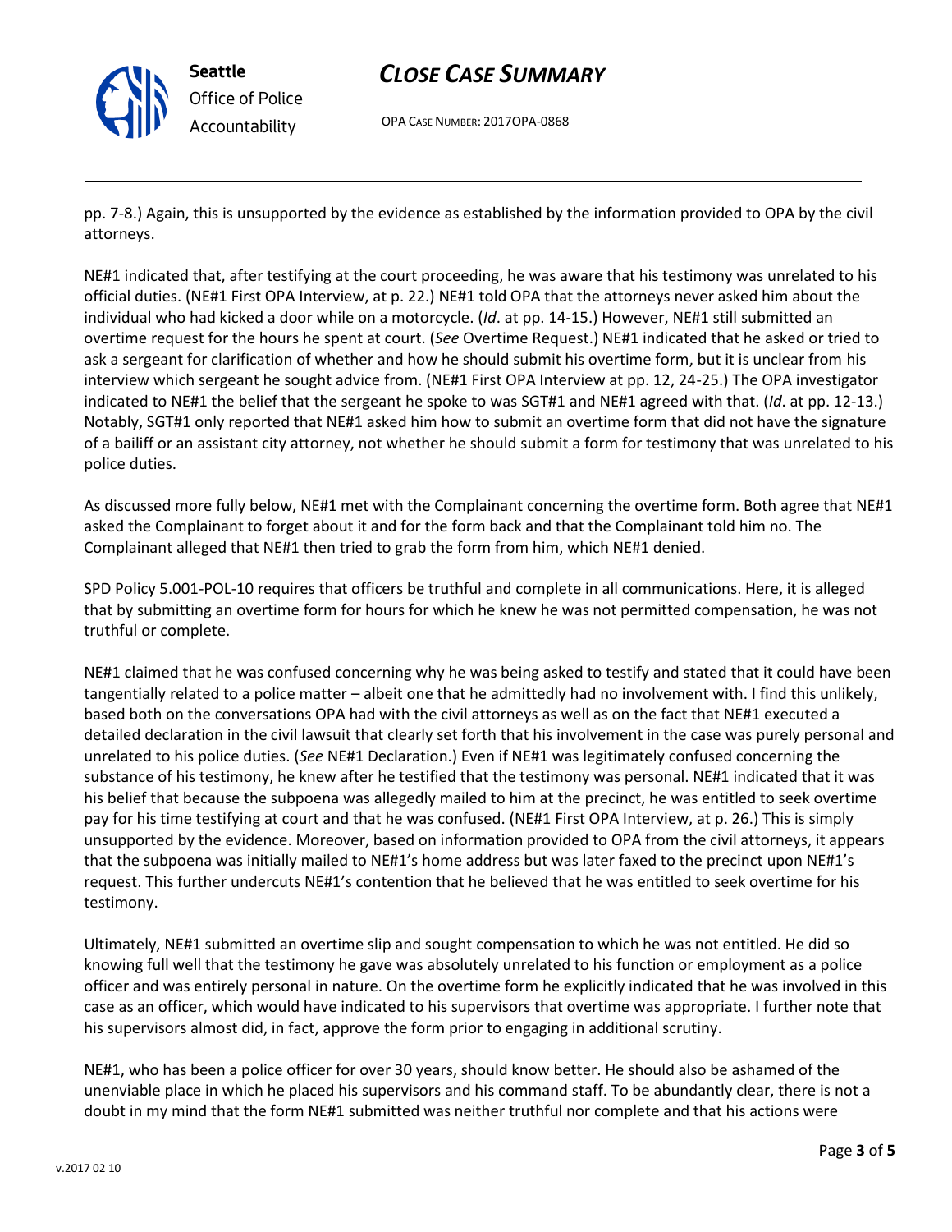pp. 7-8.) Again, this is unsupported by the evidence as established by the information provided to OPA by the civil attorneys.

NE#1 indicated that, after testifying at the court proceeding, he was aware that his testimony was unrelated to his official duties. (NE#1 First OPA Interview, at p. 22.) NE#1 told OPA that the attorneys never asked him about the individual who had kicked a door while on a motorcycle. (*Id*. at pp. 14-15.) However, NE#1 still submitted an overtime request for the hours he spent at court. (*See* Overtime Request.) NE#1 indicated that he asked or tried to ask a sergeant for clarification of whether and how he should submit his overtime form, but it is unclear from his interview which sergeant he sought advice from. (NE#1 First OPA Interview at pp. 12, 24-25.) The OPA investigator indicated to NE#1 the belief that the sergeant he spoke to was SGT#1 and NE#1 agreed with that. (*Id*. at pp. 12-13.) Notably, SGT#1 only reported that NE#1 asked him how to submit an overtime form that did not have the signature of a bailiff or an assistant city attorney, not whether he should submit a form for testimony that was unrelated to his police duties.

As discussed more fully below, NE#1 met with the Complainant concerning the overtime form. Both agree that NE#1 asked the Complainant to forget about it and for the form back and that the Complainant told him no. The Complainant alleged that NE#1 then tried to grab the form from him, which NE#1 denied.

SPD Policy 5.001-POL-10 requires that officers be truthful and complete in all communications. Here, it is alleged that by submitting an overtime form for hours for which he knew he was not permitted compensation, he was not truthful or complete.

NE#1 claimed that he was confused concerning why he was being asked to testify and stated that it could have been tangentially related to a police matter – albeit one that he admittedly had no involvement with. I find this unlikely, based both on the conversations OPA had with the civil attorneys as well as on the fact that NE#1 executed a detailed declaration in the civil lawsuit that clearly set forth that his involvement in the case was purely personal and unrelated to his police duties. (*See* NE#1 Declaration.) Even if NE#1 was legitimately confused concerning the substance of his testimony, he knew after he testified that the testimony was personal. NE#1 indicated that it was his belief that because the subpoena was allegedly mailed to him at the precinct, he was entitled to seek overtime pay for his time testifying at court and that he was confused. (NE#1 First OPA Interview, at p. 26.) This is simply unsupported by the evidence. Moreover, based on information provided to OPA from the civil attorneys, it appears that the subpoena was initially mailed to NE#1's home address but was later faxed to the precinct upon NE#1's request. This further undercuts NE#1's contention that he believed that he was entitled to seek overtime for his testimony.

Ultimately, NE#1 submitted an overtime slip and sought compensation to which he was not entitled. He did so knowing full well that the testimony he gave was absolutely unrelated to his function or employment as a police officer and was entirely personal in nature. On the overtime form he explicitly indicated that he was involved in this case as an officer, which would have indicated to his supervisors that overtime was appropriate. I further note that his supervisors almost did, in fact, approve the form prior to engaging in additional scrutiny.

NE#1, who has been a police officer for over 30 years, should know better. He should also be ashamed of the unenviable place in which he placed his supervisors and his command staff. To be abundantly clear, there is not a doubt in my mind that the form NE#1 submitted was neither truthful nor complete and that his actions were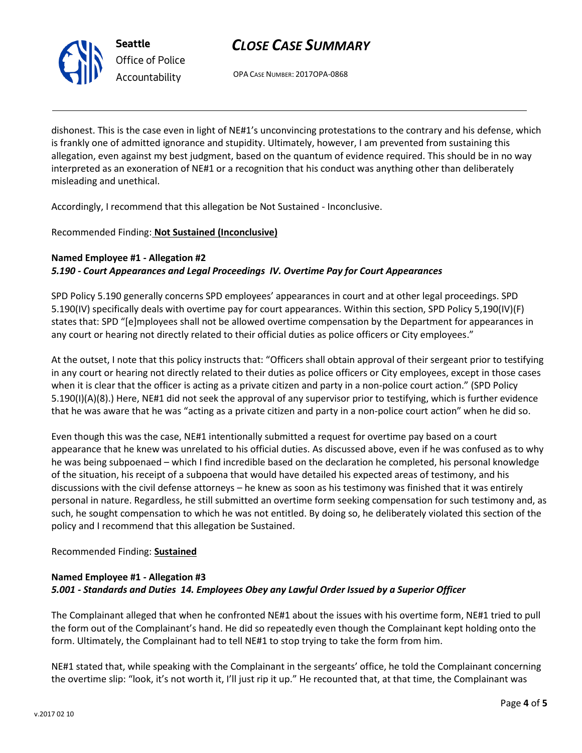dishonest. This is the case even in light of NE#1's unconvincing protestations to the contrary and his defense, which is frankly one of admitted ignorance and stupidity. Ultimately, however, I am prevented from sustaining this allegation, even against my best judgment, based on the quantum of evidence required. This should be in no way interpreted as an exoneration of NE#1 or a recognition that his conduct was anything other than deliberately misleading and unethical.

Accordingly, I recommend that this allegation be Not Sustained - Inconclusive.

Recommended Finding: **Not Sustained (Inconclusive)**

**Named Employee #1 - Allegation #2**
***5.190 - Court Appearances and Legal Proceedings IV. Overtime Pay for Court Appearances***

SPD Policy 5.190 generally concerns SPD employees' appearances in court and at other legal proceedings. SPD 5.190(IV) specifically deals with overtime pay for court appearances. Within this section, SPD Policy 5,190(IV)(F) states that: SPD "[e]mployees shall not be allowed overtime compensation by the Department for appearances in any court or hearing not directly related to their official duties as police officers or City employees."

At the outset, I note that this policy instructs that: "Officers shall obtain approval of their sergeant prior to testifying in any court or hearing not directly related to their duties as police officers or City employees, except in those cases when it is clear that the officer is acting as a private citizen and party in a non-police court action." (SPD Policy 5.190(I)(A)(8).) Here, NE#1 did not seek the approval of any supervisor prior to testifying, which is further evidence that he was aware that he was "acting as a private citizen and party in a non-police court action" when he did so.

Even though this was the case, NE#1 intentionally submitted a request for overtime pay based on a court appearance that he knew was unrelated to his official duties. As discussed above, even if he was confused as to why he was being subpoenaed – which I find incredible based on the declaration he completed, his personal knowledge of the situation, his receipt of a subpoena that would have detailed his expected areas of testimony, and his discussions with the civil defense attorneys – he knew as soon as his testimony was finished that it was entirely personal in nature. Regardless, he still submitted an overtime form seeking compensation for such testimony and, as such, he sought compensation to which he was not entitled. By doing so, he deliberately violated this section of the policy and I recommend that this allegation be Sustained.

Recommended Finding: **Sustained**

**Named Employee #1 - Allegation #3**
***5.001 - Standards and Duties 14. Employees Obey any Lawful Order Issued by a Superior Officer***

The Complainant alleged that when he confronted NE#1 about the issues with his overtime form, NE#1 tried to pull the form out of the Complainant's hand. He did so repeatedly even though the Complainant kept holding onto the form. Ultimately, the Complainant had to tell NE#1 to stop trying to take the form from him.

NE#1 stated that, while speaking with the Complainant in the sergeants' office, he told the Complainant concerning the overtime slip: "look, it's not worth it, I'll just rip it up." He recounted that, at that time, the Complainant was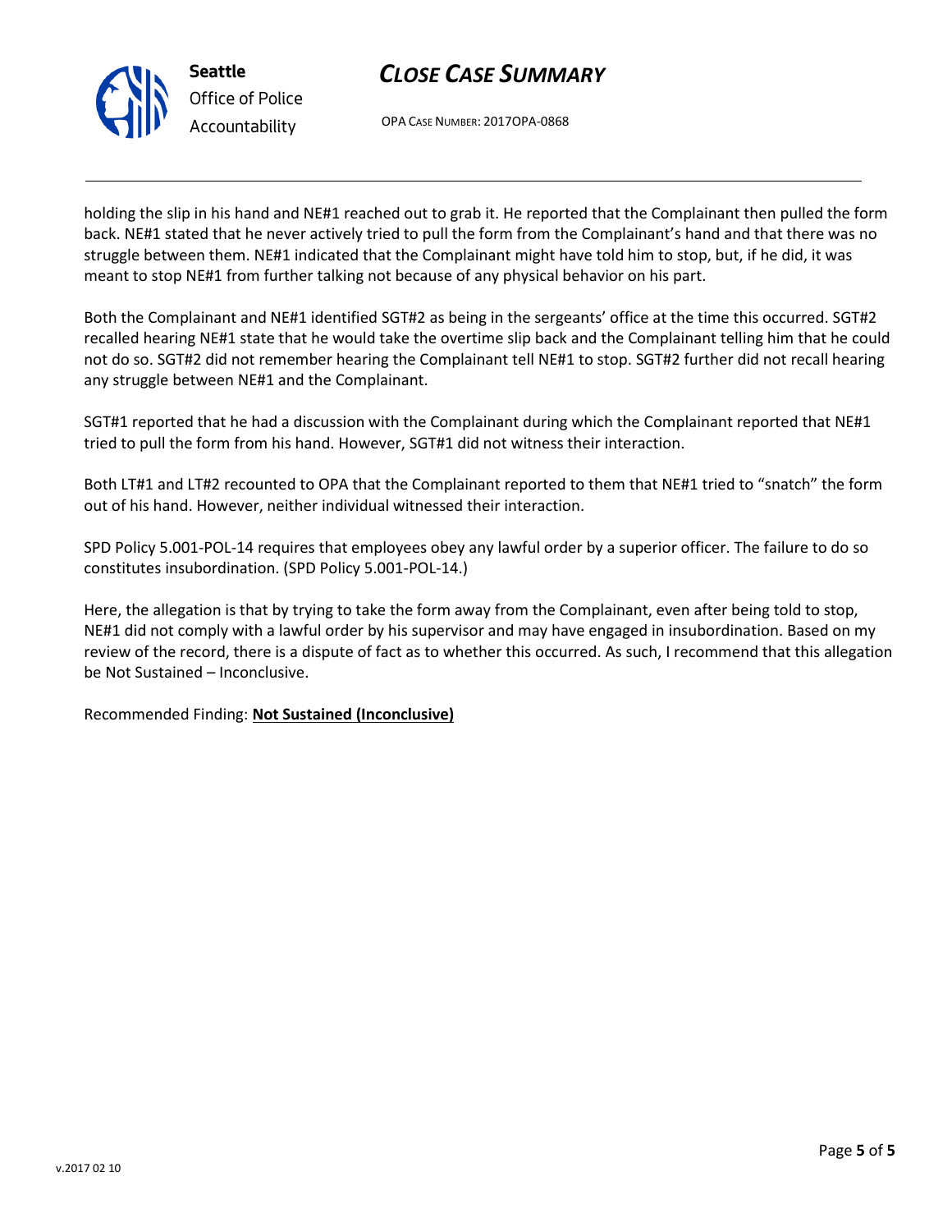holding the slip in his hand and NE#1 reached out to grab it. He reported that the Complainant then pulled the form back. NE#1 stated that he never actively tried to pull the form from the Complainant's hand and that there was no struggle between them. NE#1 indicated that the Complainant might have told him to stop, but, if he did, it was meant to stop NE#1 from further talking not because of any physical behavior on his part.

Both the Complainant and NE#1 identified SGT#2 as being in the sergeants' office at the time this occurred. SGT#2 recalled hearing NE#1 state that he would take the overtime slip back and the Complainant telling him that he could not do so. SGT#2 did not remember hearing the Complainant tell NE#1 to stop. SGT#2 further did not recall hearing any struggle between NE#1 and the Complainant.

SGT#1 reported that he had a discussion with the Complainant during which the Complainant reported that NE#1 tried to pull the form from his hand. However, SGT#1 did not witness their interaction.

Both LT#1 and LT#2 recounted to OPA that the Complainant reported to them that NE#1 tried to "snatch" the form out of his hand. However, neither individual witnessed their interaction.

SPD Policy 5.001-POL-14 requires that employees obey any lawful order by a superior officer. The failure to do so constitutes insubordination. (SPD Policy 5.001-POL-14.)

Here, the allegation is that by trying to take the form away from the Complainant, even after being told to stop, NE#1 did not comply with a lawful order by his supervisor and may have engaged in insubordination. Based on my review of the record, there is a dispute of fact as to whether this occurred. As such, I recommend that this allegation be Not Sustained – Inconclusive.

Recommended Finding: **Not Sustained (Inconclusive)**